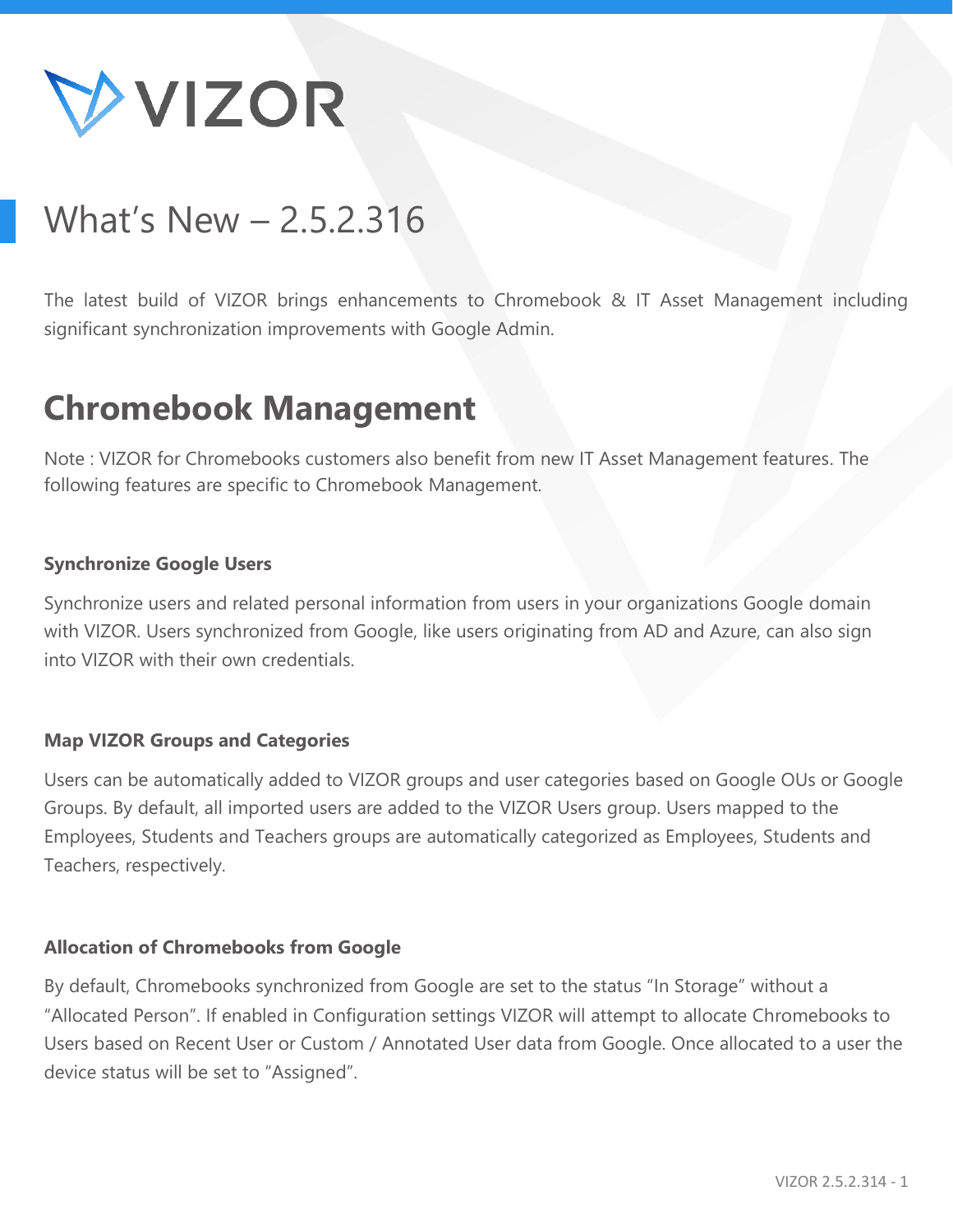# What's New – 2.5.2.316

The latest build of VIZOR brings enhancements to Chromebook & IT Asset Management including significant synchronization improvements with Google Admin.

## Chromebook Management

Note : VIZOR for Chromebooks customers also benefit from new IT Asset Management features. The following features are specific to Chromebook Management.

**Synchronize Google Users**

Synchronize users and related personal information from users in your organizations Google domain with VIZOR. Users synchronized from Google, like users originating from AD and Azure, can also sign into VIZOR with their own credentials.

**Map VIZOR Groups and Categories**

Users can be automatically added to VIZOR groups and user categories based on Google OUs or Google Groups. By default, all imported users are added to the VIZOR Users group. Users mapped to the Employees, Students and Teachers groups are automatically categorized as Employees, Students and Teachers, respectively.

**Allocation of Chromebooks from Google**

By default, Chromebooks synchronized from Google are set to the status "In Storage" without a "Allocated Person". If enabled in Configuration settings VIZOR will attempt to allocate Chromebooks to Users based on Recent User or Custom / Annotated User data from Google. Once allocated to a user the device status will be set to "Assigned".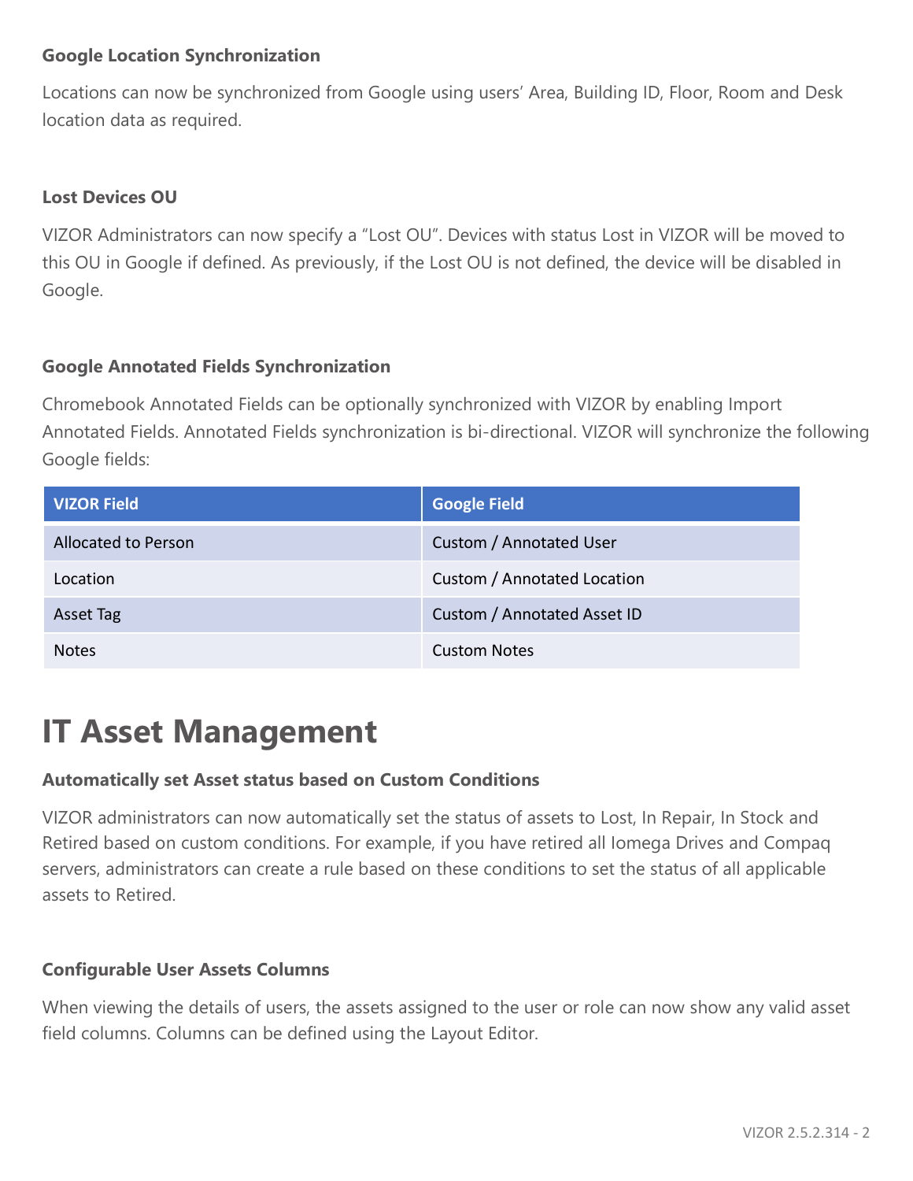**Google Location Synchronization**

Locations can now be synchronized from Google using users' Area, Building ID, Floor, Room and Desk location data as required.

**Lost Devices OU**

VIZOR Administrators can now specify a "Lost OU". Devices with status Lost in VIZOR will be moved to this OU in Google if defined. As previously, if the Lost OU is not defined, the device will be disabled in Google.

**Google Annotated Fields Synchronization**

Chromebook Annotated Fields can be optionally synchronized with VIZOR by enabling Import Annotated Fields. Annotated Fields synchronization is bi-directional. VIZOR will synchronize the following Google fields:

| VIZOR Field | Google Field |
| --- | --- |
| Allocated to Person | Custom / Annotated User |
| Location | Custom / Annotated Location |
| Asset Tag | Custom / Annotated Asset ID |
| Notes | Custom Notes |

# IT Asset Management

**Automatically set Asset status based on Custom Conditions**

VIZOR administrators can now automatically set the status of assets to Lost, In Repair, In Stock and Retired based on custom conditions. For example, if you have retired all Iomega Drives and Compaq servers, administrators can create a rule based on these conditions to set the status of all applicable assets to Retired.

**Configurable User Assets Columns**

When viewing the details of users, the assets assigned to the user or role can now show any valid asset field columns. Columns can be defined using the Layout Editor.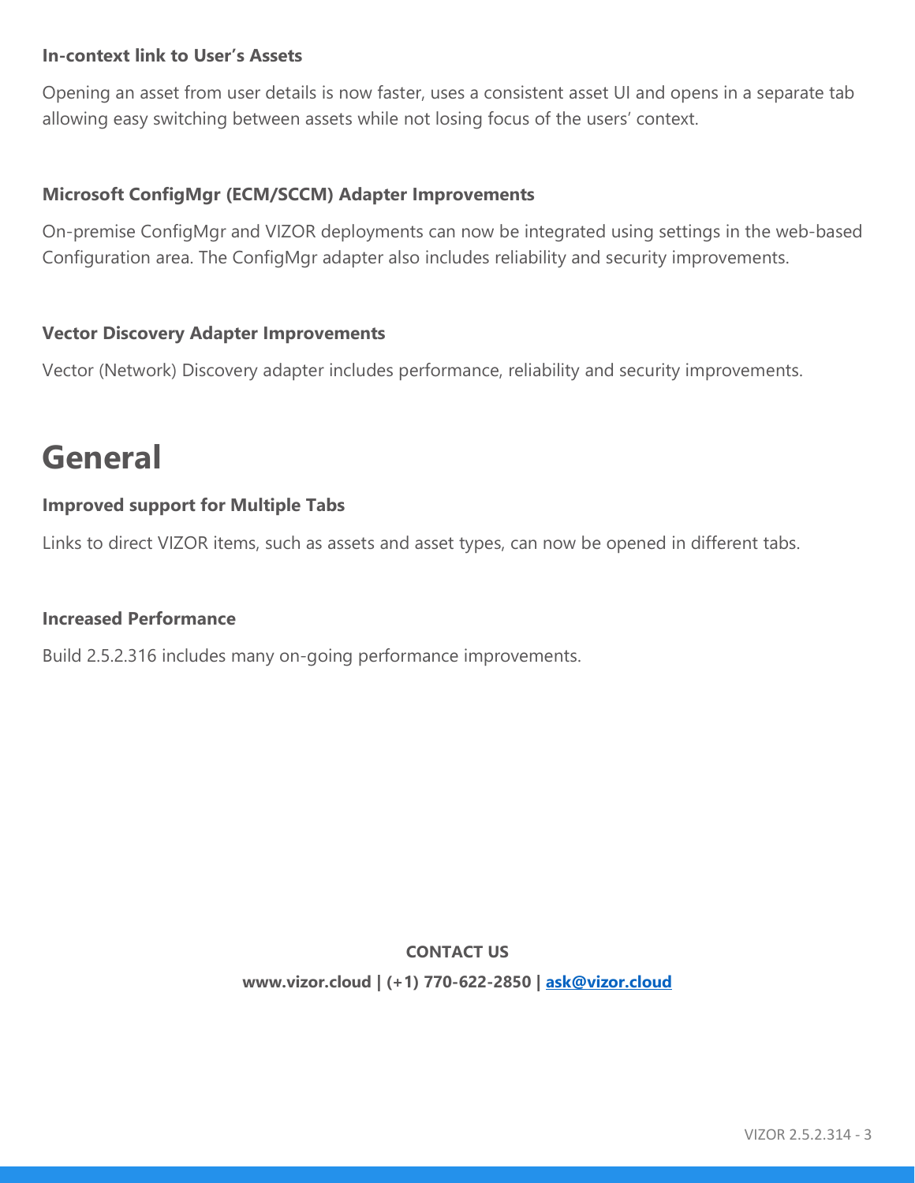### In-context link to User's Assets

Opening an asset from user details is now faster, uses a consistent asset UI and opens in a separate tab allowing easy switching between assets while not losing focus of the users' context.

### Microsoft ConfigMgr (ECM/SCCM) Adapter Improvements

On-premise ConfigMgr and VIZOR deployments can now be integrated using settings in the web-based Configuration area. The ConfigMgr adapter also includes reliability and security improvements.

### Vector Discovery Adapter Improvements

Vector (Network) Discovery adapter includes performance, reliability and security improvements.

# General

### Improved support for Multiple Tabs

Links to direct VIZOR items, such as assets and asset types, can now be opened in different tabs.

### Increased Performance

Build 2.5.2.316 includes many on-going performance improvements.

**CONTACT US**

**www.vizor.cloud | (+1) 770-622-2850 | [ask@vizor.cloud](mailto:ask@vizor.cloud)**